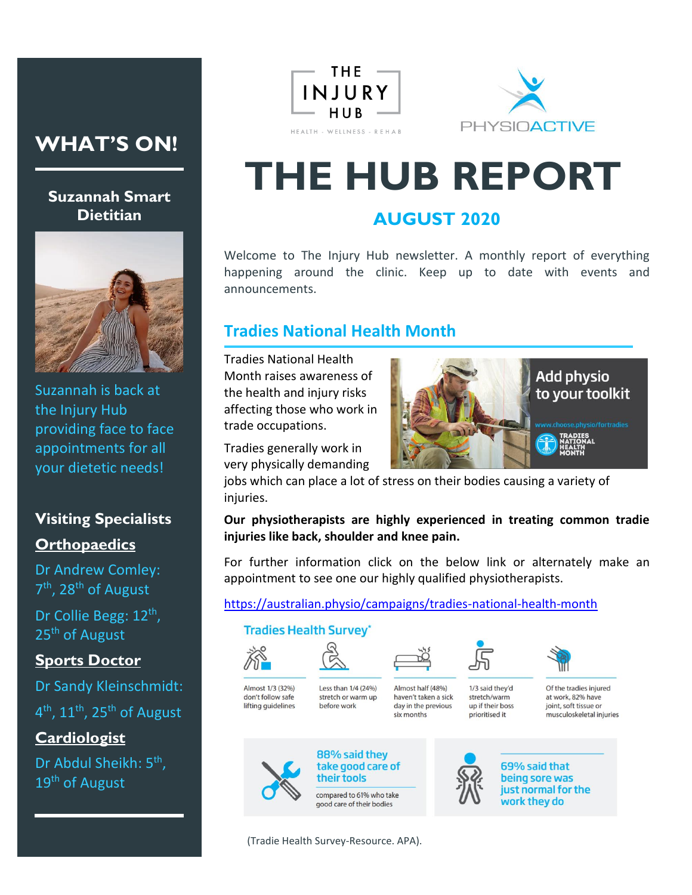# THE HUB REPORT

## AUGUST 2020

Welcome to The Injury Hub newsletter. A monthly report of everything happening around the clinic. Keep up to date with events and announcements.

## Tradies National Health Month

Tradies National Health Month raises awareness of the health and injury risks affecting those who work in trade occupations.

Add physio to your toolkit

www.choose.physio/fortradies

TRADIES NATIONAL HEALTH MONTH

Tradies generally work in very physically demanding jobs which can place a lot of stress on their bodies causing a variety of injuries.

**Our physiotherapists are highly experienced in treating common tradie injuries like back, shoulder and knee pain.**

For further information click on the below link or alternately make an appointment to see one our highly qualified physiotherapists.

https://australian.physio/campaigns/tradies-national-health-month

### Tradies Health Survey*

- Almost 1/3 (32%) don't follow safe lifting guidelines
- Less than 1/4 (24%) stretch or warm up before work
- Almost half (48%) haven't taken a sick day in the previous six months
- 1/3 said they'd stretch/warm up if their boss prioritised it
- Of the tradies injured at work, 82% have joint, soft tissue or musculoskeletal injuries

88% said they take good care of their tools — compared to 61% who take good care of their bodies

69% said that being sore was just normal for the work they do

(Tradie Health Survey-Resource. APA).

## WHAT'S ON!

### Suzannah Smart Dietitian

Suzannah is back at the Injury Hub providing face to face appointments for all your dietetic needs!

### Visiting Specialists

**Orthopaedics**

Dr Andrew Comley: 7th, 28th of August

Dr Collie Begg: 12th, 25th of August

**Sports Doctor**

Dr Sandy Kleinschmidt: 4th, 11th, 25th of August

**Cardiologist**

Dr Abdul Sheikh: 5th, 19th of August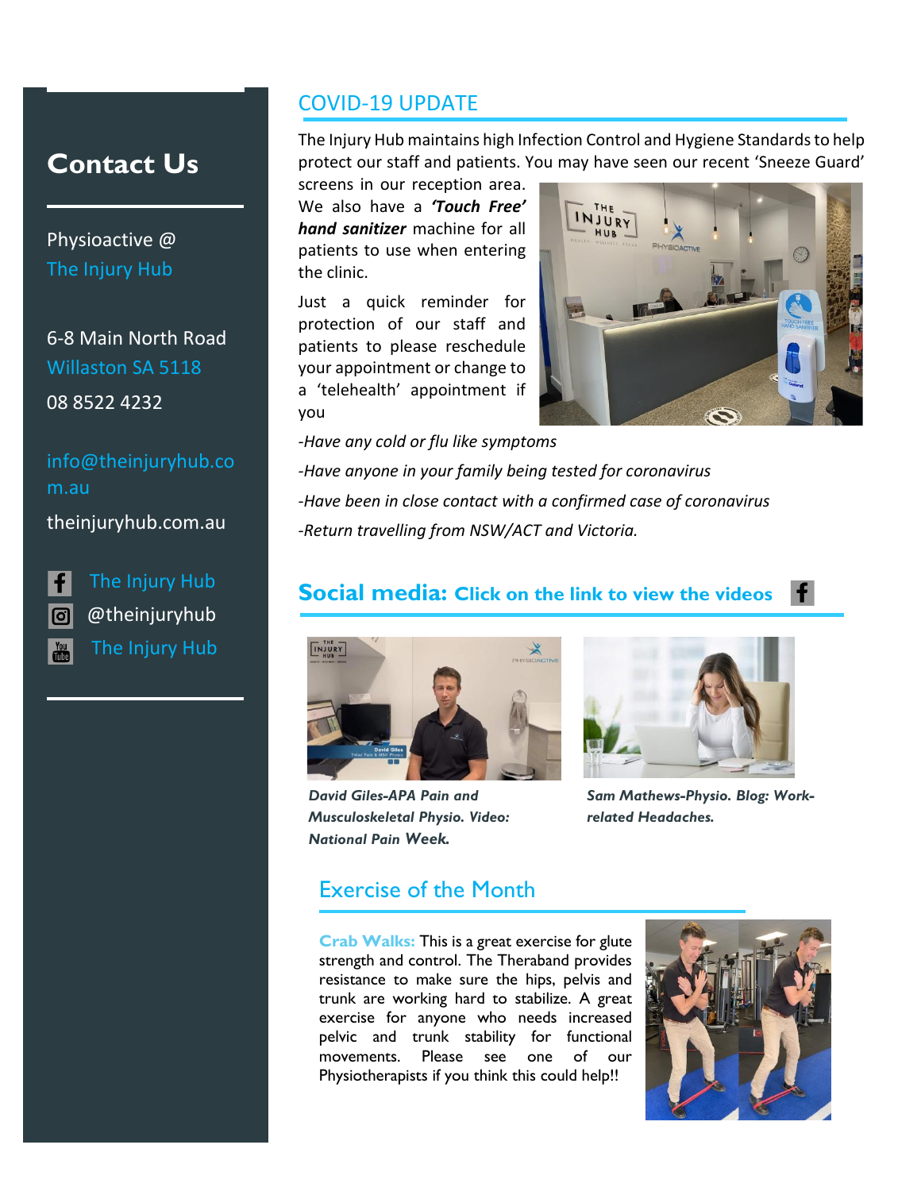## Contact Us

Physioactive @
The Injury Hub

6-8 Main North Road
Willaston SA 5118
08 8522 4232

info@theinjuryhub.com.au
theinjuryhub.com.au

The Injury Hub
@theinjuryhub
The Injury Hub

## COVID-19 UPDATE

The Injury Hub maintains high Infection Control and Hygiene Standards to help protect our staff and patients. You may have seen our recent 'Sneeze Guard' screens in our reception area. We also have a ***'Touch Free' hand sanitizer*** machine for all patients to use when entering the clinic.

Just a quick reminder for protection of our staff and patients to please reschedule your appointment or change to a 'telehealth' appointment if you

*-Have any cold or flu like symptoms*

*-Have anyone in your family being tested for coronavirus*

*-Have been in close contact with a confirmed case of coronavirus*

*-Return travelling from NSW/ACT and Victoria.*

## Social media: Click on the link to view the videos

***David Giles-APA Pain and Musculoskeletal Physio. Video: National Pain Week.***

***Sam Mathews-Physio. Blog: Work-related Headaches.***

## Exercise of the Month

**Crab Walks:** This is a great exercise for glute strength and control. The Theraband provides resistance to make sure the hips, pelvis and trunk are working hard to stabilize. A great exercise for anyone who needs increased pelvic and trunk stability for functional movements. Please see one of our Physiotherapists if you think this could help!!